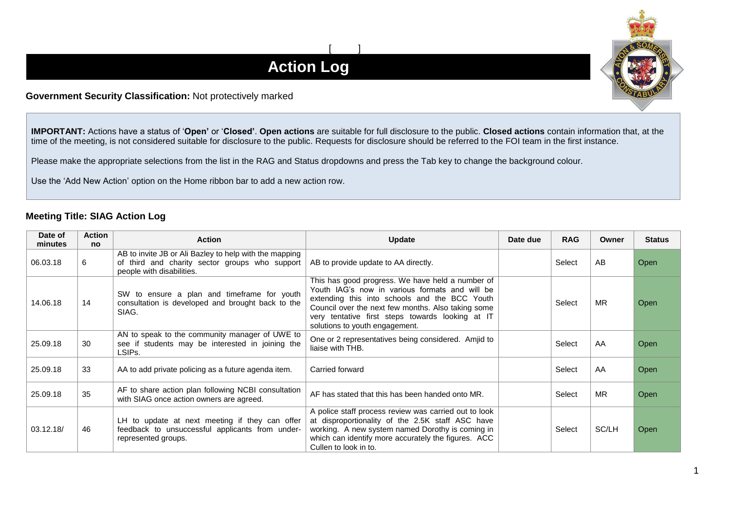[ ]

# Action Log

**Government Security Classification:** Not protectively marked

**IMPORTANT:** Actions have a status of '**Open**' or '**Closed**'. **Open actions** are suitable for full disclosure to the public. **Closed actions** contain information that, at the time of the meeting, is not considered suitable for disclosure to the public. Requests for disclosure should be referred to the FOI team in the first instance.

Please make the appropriate selections from the list in the RAG and Status dropdowns and press the Tab key to change the background colour.

Use the 'Add New Action' option on the Home ribbon bar to add a new action row.

### Meeting Title: SIAG Action Log

| Date of minutes | Action no | Action | Update | Date due | RAG | Owner | Status |
|---|---|---|---|---|---|---|---|
| 06.03.18 | 6 | AB to invite JB or Ali Bazley to help with the mapping of third and charity sector groups who support people with disabilities. | AB to provide update to AA directly. | | Select | AB | Open |
| 14.06.18 | 14 | SW to ensure a plan and timeframe for youth consultation is developed and brought back to the SIAG. | This has good progress. We have held a number of Youth IAG's now in various formats and will be extending this into schools and the BCC Youth Council over the next few months. Also taking some very tentative first steps towards looking at IT solutions to youth engagement. | | Select | MR | Open |
| 25.09.18 | 30 | AN to speak to the community manager of UWE to see if students may be interested in joining the LSIPs. | One or 2 representatives being considered. Amjid to liaise with THB. | | Select | AA | Open |
| 25.09.18 | 33 | AA to add private policing as a future agenda item. | Carried forward | | Select | AA | Open |
| 25.09.18 | 35 | AF to share action plan following NCBI consultation with SIAG once action owners are agreed. | AF has stated that this has been handed onto MR. | | Select | MR | Open |
| 03.12.18/ | 46 | LH to update at next meeting if they can offer feedback to unsuccessful applicants from under-represented groups. | A police staff process review was carried out to look at disproportionality of the 2.5K staff ASC have working. A new system named Dorothy is coming in which can identify more accurately the figures. ACC Cullen to look in to. | | Select | SC/LH | Open |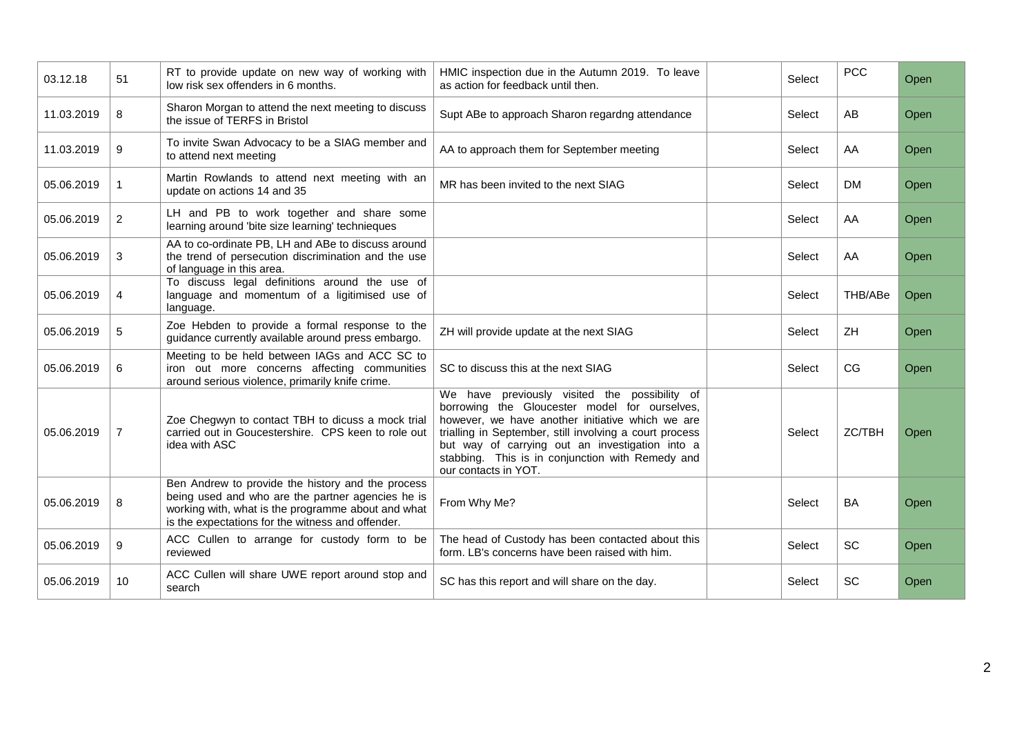| | | | | | | | |
|---|---|---|---|---|---|---|---|
| 03.12.18 | 51 | RT to provide update on new way of working with low risk sex offenders in 6 months. | HMIC inspection due in the Autumn 2019. To leave as action for feedback until then. | | Select | PCC | Open |
| 11.03.2019 | 8 | Sharon Morgan to attend the next meeting to discuss the issue of TERFS in Bristol | Supt ABe to approach Sharon regardng attendance | | Select | AB | Open |
| 11.03.2019 | 9 | To invite Swan Advocacy to be a SIAG member and to attend next meeting | AA to approach them for September meeting | | Select | AA | Open |
| 05.06.2019 | 1 | Martin Rowlands to attend next meeting with an update on actions 14 and 35 | MR has been invited to the next SIAG | | Select | DM | Open |
| 05.06.2019 | 2 | LH and PB to work together and share some learning around 'bite size learning' technieques | | | Select | AA | Open |
| 05.06.2019 | 3 | AA to co-ordinate PB, LH and ABe to discuss around the trend of persecution discrimination and the use of language in this area. | | | Select | AA | Open |
| 05.06.2019 | 4 | To discuss legal definitions around the use of language and momentum of a ligitimised use of language. | | | Select | THB/ABe | Open |
| 05.06.2019 | 5 | Zoe Hebden to provide a formal response to the guidance currently available around press embargo. | ZH will provide update at the next SIAG | | Select | ZH | Open |
| 05.06.2019 | 6 | Meeting to be held between IAGs and ACC SC to iron out more concerns affecting communities around serious violence, primarily knife crime. | SC to discuss this at the next SIAG | | Select | CG | Open |
| 05.06.2019 | 7 | Zoe Chegwyn to contact TBH to dicuss a mock trial carried out in Goucestershire. CPS keen to role out idea with ASC | We have previously visited the possibility of borrowing the Gloucester model for ourselves, however, we have another initiative which we are trialling in September, still involving a court process but way of carrying out an investigation into a stabbing. This is in conjunction with Remedy and our contacts in YOT. | | Select | ZC/TBH | Open |
| 05.06.2019 | 8 | Ben Andrew to provide the history and the process being used and who are the partner agencies he is working with, what is the programme about and what is the expectations for the witness and offender. | From Why Me? | | Select | BA | Open |
| 05.06.2019 | 9 | ACC Cullen to arrange for custody form to be reviewed | The head of Custody has been contacted about this form. LB's concerns have been raised with him. | | Select | SC | Open |
| 05.06.2019 | 10 | ACC Cullen will share UWE report around stop and search | SC has this report and will share on the day. | | Select | SC | Open |